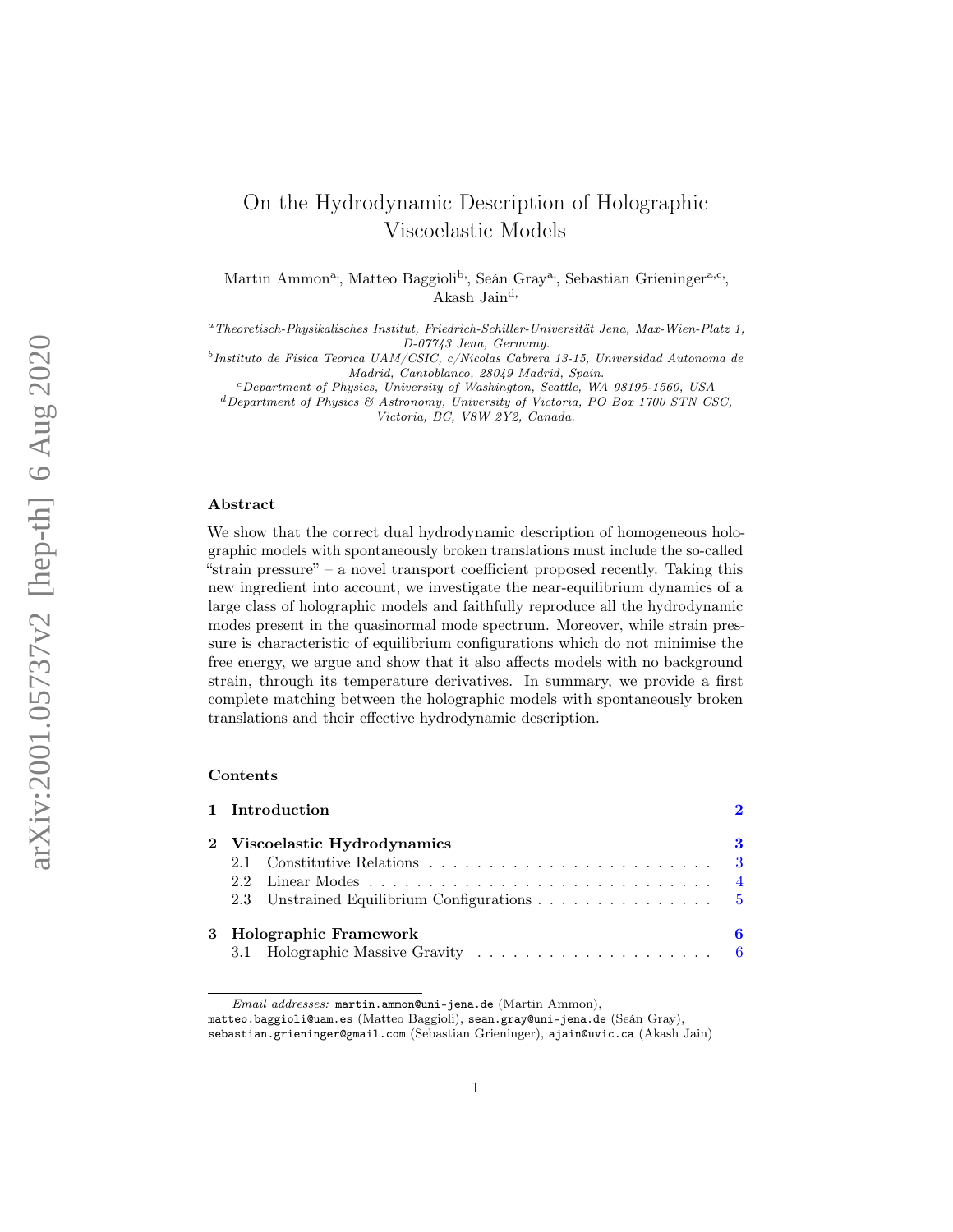# On the Hydrodynamic Description of Holographic Viscoelastic Models

Martin Ammon[a], Matteo Baggioli[b], Seán Gray[a], Sebastian Grieninger[a,c], Akash Jain[d]

[a] *Theoretisch-Physikalisches Institut, Friedrich-Schiller-Universität Jena, Max-Wien-Platz 1, D-07743 Jena, Germany.*

[b] *Instituto de Fisica Teorica UAM/CSIC, c/Nicolas Cabrera 13-15, Universidad Autonoma de Madrid, Cantoblanco, 28049 Madrid, Spain.*

[c] *Department of Physics, University of Washington, Seattle, WA 98195-1560, USA*

[d] *Department of Physics & Astronomy, University of Victoria, PO Box 1700 STN CSC, Victoria, BC, V8W 2Y2, Canada.*

## Abstract

We show that the correct dual hydrodynamic description of homogeneous holographic models with spontaneously broken translations must include the so-called "strain pressure" – a novel transport coefficient proposed recently. Taking this new ingredient into account, we investigate the near-equilibrium dynamics of a large class of holographic models and faithfully reproduce all the hydrodynamic modes present in the quasinormal mode spectrum. Moreover, while strain pressure is characteristic of equilibrium configurations which do not minimise the free energy, we argue and show that it also affects models with no background strain, through its temperature derivatives. In summary, we provide a first complete matching between the holographic models with spontaneously broken translations and their effective hydrodynamic description.

## Contents

- **1 Introduction** 2
- **2 Viscoelastic Hydrodynamics** 3
  - 2.1 Constitutive Relations 3
  - 2.2 Linear Modes 4
  - 2.3 Unstrained Equilibrium Configurations 5
- **3 Holographic Framework** 6
  - 3.1 Holographic Massive Gravity 6

*Email addresses:* martin.ammon@uni-jena.de (Martin Ammon), matteo.baggioli@uam.es (Matteo Baggioli), sean.gray@uni-jena.de (Seán Gray), sebastian.grieninger@gmail.com (Sebastian Grieninger), ajain@uvic.ca (Akash Jain)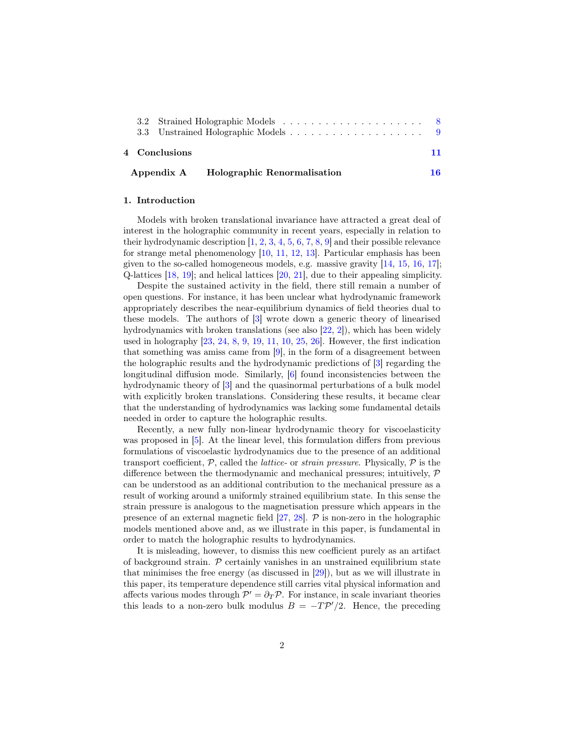3.2 Strained Holographic Models . . . . . . . . . . . . . . . . . . . . 8
3.3 Unstrained Holographic Models . . . . . . . . . . . . . . . . . . . 9

4 Conclusions 11

Appendix A Holographic Renormalisation 16

## 1. Introduction

Models with broken translational invariance have attracted a great deal of interest in the holographic community in recent years, especially in relation to their hydrodynamic description [1, 2, 3, 4, 5, 6, 7, 8, 9] and their possible relevance for strange metal phenomenology [10, 11, 12, 13]. Particular emphasis has been given to the so-called homogeneous models, e.g. massive gravity [14, 15, 16, 17]; Q-lattices [18, 19]; and helical lattices [20, 21], due to their appealing simplicity.

Despite the sustained activity in the field, there still remain a number of open questions. For instance, it has been unclear what hydrodynamic framework appropriately describes the near-equilibrium dynamics of field theories dual to these models. The authors of [3] wrote down a generic theory of linearised hydrodynamics with broken translations (see also [22, 2]), which has been widely used in holography [23, 24, 8, 9, 19, 11, 10, 25, 26]. However, the first indication that something was amiss came from [9], in the form of a disagreement between the holographic results and the hydrodynamic predictions of [3] regarding the longitudinal diffusion mode. Similarly, [6] found inconsistencies between the hydrodynamic theory of [3] and the quasinormal perturbations of a bulk model with explicitly broken translations. Considering these results, it became clear that the understanding of hydrodynamics was lacking some fundamental details needed in order to capture the holographic results.

Recently, a new fully non-linear hydrodynamic theory for viscoelasticity was proposed in [5]. At the linear level, this formulation differs from previous formulations of viscoelastic hydrodynamics due to the presence of an additional transport coefficient, $\mathcal{P}$, called the *lattice-* or *strain pressure*. Physically, $\mathcal{P}$ is the difference between the thermodynamic and mechanical pressures; intuitively, $\mathcal{P}$ can be understood as an additional contribution to the mechanical pressure as a result of working around a uniformly strained equilibrium state. In this sense the strain pressure is analogous to the magnetisation pressure which appears in the presence of an external magnetic field [27, 28]. $\mathcal{P}$ is non-zero in the holographic models mentioned above and, as we illustrate in this paper, is fundamental in order to match the holographic results to hydrodynamics.

It is misleading, however, to dismiss this new coefficient purely as an artifact of background strain. $\mathcal{P}$ certainly vanishes in an unstrained equilibrium state that minimises the free energy (as discussed in [29]), but as we will illustrate in this paper, its temperature dependence still carries vital physical information and affects various modes through $\mathcal{P}' = \partial_T \mathcal{P}$. For instance, in scale invariant theories this leads to a non-zero bulk modulus $B = -T\mathcal{P}'/2$. Hence, the preceding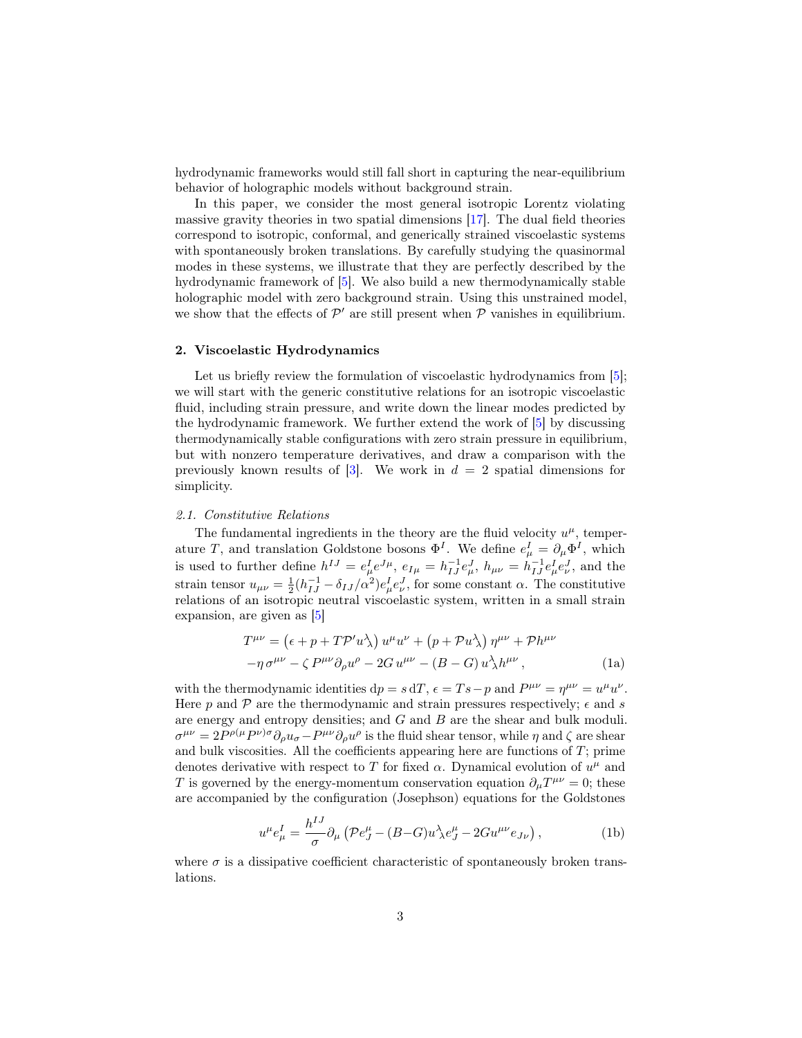hydrodynamic frameworks would still fall short in capturing the near-equilibrium behavior of holographic models without background strain.

In this paper, we consider the most general isotropic Lorentz violating massive gravity theories in two spatial dimensions [17]. The dual field theories correspond to isotropic, conformal, and generically strained viscoelastic systems with spontaneously broken translations. By carefully studying the quasinormal modes in these systems, we illustrate that they are perfectly described by the hydrodynamic framework of [5]. We also build a new thermodynamically stable holographic model with zero background strain. Using this unstrained model, we show that the effects of $\mathcal{P}'$ are still present when $\mathcal{P}$ vanishes in equilibrium.

## 2. Viscoelastic Hydrodynamics

Let us briefly review the formulation of viscoelastic hydrodynamics from [5]; we will start with the generic constitutive relations for an isotropic viscoelastic fluid, including strain pressure, and write down the linear modes predicted by the hydrodynamic framework. We further extend the work of [5] by discussing thermodynamically stable configurations with zero strain pressure in equilibrium, but with nonzero temperature derivatives, and draw a comparison with the previously known results of [3]. We work in $d = 2$ spatial dimensions for simplicity.

### *2.1. Constitutive Relations*

The fundamental ingredients in the theory are the fluid velocity $u^\mu$, temperature $T$, and translation Goldstone bosons $\Phi^I$. We define $e^I_\mu = \partial_\mu \Phi^I$, which is used to further define $h^{IJ} = e^I_\mu e^{J\mu}$, $e_{I\mu} = h^{-1}_{IJ} e^J_\mu$, $h_{\mu\nu} = h^{-1}_{IJ} e^I_\mu e^J_\nu$, and the strain tensor $u_{\mu\nu} = \frac{1}{2}(h^{-1}_{IJ} - \delta_{IJ}/\alpha^2) e^I_\mu e^J_\nu$, for some constant $\alpha$. The constitutive relations of an isotropic neutral viscoelastic system, written in a small strain expansion, are given as [5]

$$
\begin{aligned}
T^{\mu\nu} &= \left(\epsilon + p + T\mathcal{P}' u^\lambda{}_\lambda\right) u^\mu u^\nu + \left(p + \mathcal{P} u^\lambda{}_\lambda\right) \eta^{\mu\nu} + \mathcal{P} h^{\mu\nu} \\
&\quad - \eta\, \sigma^{\mu\nu} - \zeta\, P^{\mu\nu} \partial_\rho u^\rho - 2G\, u^{\mu\nu} - (B - G)\, u^\lambda{}_\lambda h^{\mu\nu} ,
\end{aligned}
\tag{1a}
$$

with the thermodynamic identities $\mathrm{d}p = s\,\mathrm{d}T$, $\epsilon = Ts - p$ and $P^{\mu\nu} = \eta^{\mu\nu} = u^\mu u^\nu$. Here $p$ and $\mathcal{P}$ are the thermodynamic and strain pressures respectively; $\epsilon$ and $s$ are energy and entropy densities; and $G$ and $B$ are the shear and bulk moduli. $\sigma^{\mu\nu} = 2P^{\rho(\mu}P^{\nu)\sigma}\partial_\rho u_\sigma - P^{\mu\nu}\partial_\rho u^\rho$ is the fluid shear tensor, while $\eta$ and $\zeta$ are shear and bulk viscosities. All the coefficients appearing here are functions of $T$; prime denotes derivative with respect to $T$ for fixed $\alpha$. Dynamical evolution of $u^\mu$ and $T$ is governed by the energy-momentum conservation equation $\partial_\mu T^{\mu\nu} = 0$; these are accompanied by the configuration (Josephson) equations for the Goldstones

$$
u^\mu e^I_\mu = \frac{h^{IJ}}{\sigma} \partial_\mu \left(\mathcal{P} e^\mu_J - (B{-}G) u^\lambda{}_\lambda e^\mu_J - 2G u^{\mu\nu} e_{J\nu}\right),
\tag{1b}
$$

where $\sigma$ is a dissipative coefficient characteristic of spontaneously broken translations.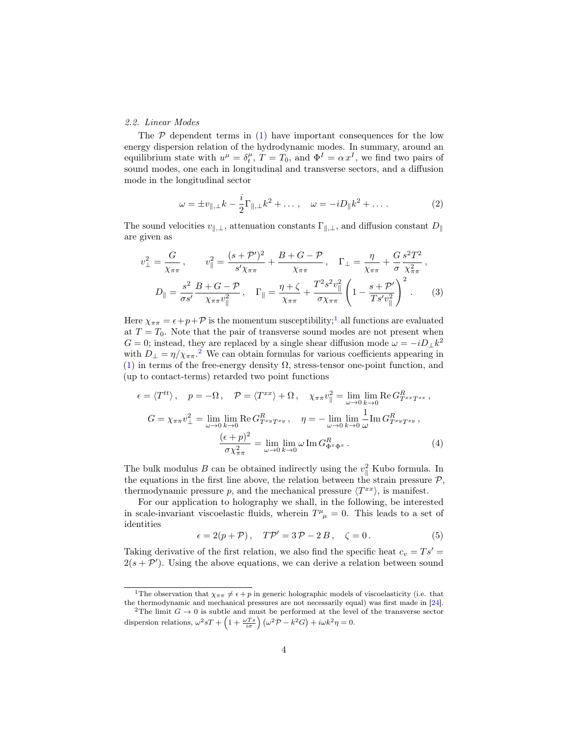### 2.2. Linear Modes

The $\mathcal{P}$ dependent terms in (1) have important consequences for the low energy dispersion relation of the hydrodynamic modes. In summary, around an equilibrium state with $u^\mu = \delta^\mu_t$, $T = T_0$, and $\Phi^I = \alpha\, x^I$, we find two pairs of sound modes, one each in longitudinal and transverse sectors, and a diffusion mode in the longitudinal sector

$$\omega = \pm v_{\parallel,\perp} k - \frac{i}{2}\Gamma_{\parallel,\perp} k^2 + \dots\,, \quad \omega = -iD_\parallel k^2 + \dots\,. \tag{2}$$

The sound velocities $v_{\parallel,\perp}$, attenuation constants $\Gamma_{\parallel,\perp}$, and diffusion constant $D_\parallel$ are given as

$$\begin{aligned} v_\perp^2 &= \frac{G}{\chi_{\pi\pi}}\,, \qquad v_\parallel^2 = \frac{(s+\mathcal{P}')^2}{s'\chi_{\pi\pi}} + \frac{B+G-\mathcal{P}}{\chi_{\pi\pi}}\,, \quad \Gamma_\perp = \frac{\eta}{\chi_{\pi\pi}} + \frac{G}{\sigma}\frac{s^2T^2}{\chi_{\pi\pi}^2}\,, \\ D_\parallel &= \frac{s^2}{\sigma s'}\frac{B+G-\mathcal{P}}{\chi_{\pi\pi} v_\parallel^2}\,, \quad \Gamma_\parallel = \frac{\eta+\zeta}{\chi_{\pi\pi}} + \frac{T^2 s^2 v_\parallel^2}{\sigma\chi_{\pi\pi}}\left(1 - \frac{s+\mathcal{P}'}{Ts'v_\parallel^2}\right)^2\,. \end{aligned} \tag{3}$$

Here $\chi_{\pi\pi} = \epsilon + p + \mathcal{P}$ is the momentum susceptibility;[1] all functions are evaluated at $T = T_0$. Note that the pair of transverse sound modes are not present when $G = 0$; instead, they are replaced by a single shear diffusion mode $\omega = -iD_\perp k^2$ with $D_\perp = \eta/\chi_{\pi\pi}$.[2] We can obtain formulas for various coefficients appearing in (1) in terms of the free-energy density $\Omega$, stress-tensor one-point function, and (up to contact-terms) retarded two point functions

$$\begin{aligned} \epsilon = \langle T^{tt}\rangle\,, \quad p = -\Omega\,, \quad \mathcal{P} = \langle T^{xx}\rangle + \Omega\,, \quad \chi_{\pi\pi} v_\parallel^2 = \lim_{\omega\to 0}\lim_{k\to 0} \mathrm{Re}\, G^R_{T^{xx}T^{xx}}\,, \\ G = \chi_{\pi\pi} v_\perp^2 = \lim_{\omega\to 0}\lim_{k\to 0} \mathrm{Re}\, G^R_{T^{xy}T^{xy}}\,, \quad \eta = -\lim_{\omega\to 0}\lim_{k\to 0} \frac{1}{\omega}\mathrm{Im}\, G^R_{T^{xy}T^{xy}}\,, \\ \frac{(\epsilon+p)^2}{\sigma\chi_{\pi\pi}^2} = \lim_{\omega\to 0}\lim_{k\to 0} \omega\, \mathrm{Im}\, G^R_{\Phi^x\Phi^x}\,. \end{aligned} \tag{4}$$

The bulk modulus $B$ can be obtained indirectly using the $v_\parallel^2$ Kubo formula. In the equations in the first line above, the relation between the strain pressure $\mathcal{P}$, thermodynamic pressure $p$, and the mechanical pressure $\langle T^{xx}\rangle$, is manifest.

For our application to holography we shall, in the following, be interested in scale-invariant viscoelastic fluids, wherein $T^\mu{}_\mu = 0$. This leads to a set of identities

$$\epsilon = 2(p+\mathcal{P})\,, \quad T\mathcal{P}' = 3\,\mathcal{P} - 2\,B\,, \quad \zeta = 0\,. \tag{5}$$

Taking derivative of the first relation, we also find the specific heat $c_v = Ts' = 2(s+\mathcal{P}')$. Using the above equations, we can derive a relation between sound

---

[1] The observation that $\chi_{\pi\pi} \neq \epsilon + p$ in generic holographic models of viscoelasticity (i.e. that the thermodynamic and mechanical pressures are not necessarily equal) was first made in [24].

[2] The limit $G \to 0$ is subtle and must be performed at the level of the transverse sector dispersion relations, $\omega^2 sT + \left(1 + \frac{\omega Ts}{i\sigma}\right)\left(\omega^2\mathcal{P} - k^2 G\right) + i\omega k^2\eta = 0$.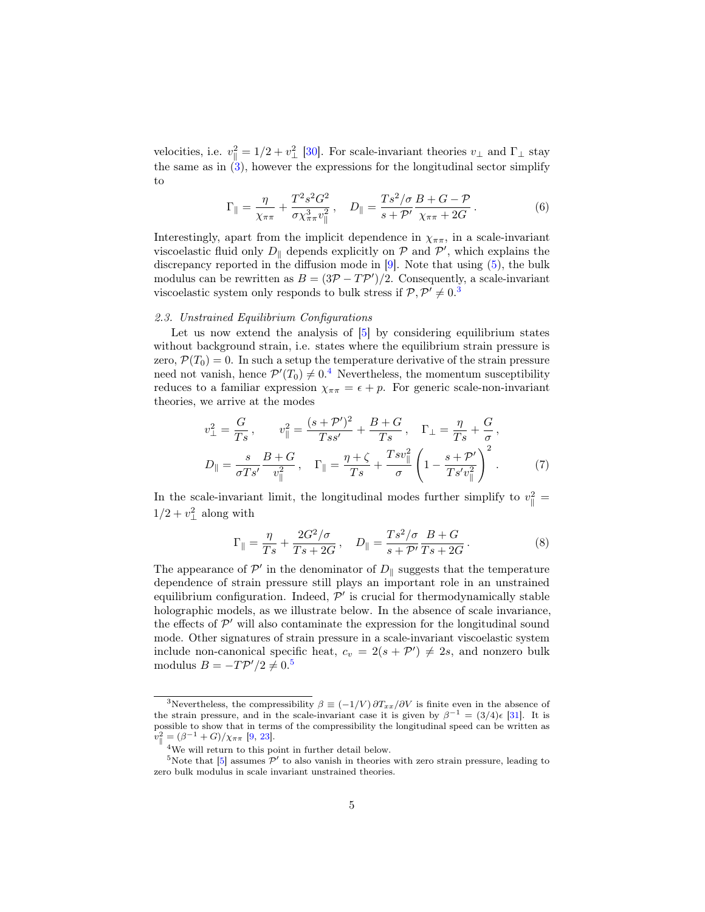velocities, i.e. $v_\parallel^2 = 1/2 + v_\perp^2$ [30]. For scale-invariant theories $v_\perp$ and $\Gamma_\perp$ stay the same as in (3), however the expressions for the longitudinal sector simplify to

$$\Gamma_\parallel = \frac{\eta}{\chi_{\pi\pi}} + \frac{T^2 s^2 G^2}{\sigma \chi_{\pi\pi}^3 v_\parallel^2}\,, \quad D_\parallel = \frac{Ts^2/\sigma}{s+\mathcal{P}'}\frac{B+G-\mathcal{P}}{\chi_{\pi\pi}+2G}\,. \tag{6}$$

Interestingly, apart from the implicit dependence in $\chi_{\pi\pi}$, in a scale-invariant viscoelastic fluid only $D_\parallel$ depends explicitly on $\mathcal{P}$ and $\mathcal{P}'$, which explains the discrepancy reported in the diffusion mode in [9]. Note that using (5), the bulk modulus can be rewritten as $B = (3\mathcal{P} - T\mathcal{P}')/2$. Consequently, a scale-invariant viscoelastic system only responds to bulk stress if $\mathcal{P}, \mathcal{P}' \neq 0$.[3]

### 2.3. Unstrained Equilibrium Configurations

Let us now extend the analysis of [5] by considering equilibrium states without background strain, i.e. states where the equilibrium strain pressure is zero, $\mathcal{P}(T_0) = 0$. In such a setup the temperature derivative of the strain pressure need not vanish, hence $\mathcal{P}'(T_0) \neq 0$.[4] Nevertheless, the momentum susceptibility reduces to a familiar expression $\chi_{\pi\pi} = \epsilon + p$. For generic scale-non-invariant theories, we arrive at the modes

$$\begin{aligned}
v_\perp^2 &= \frac{G}{Ts}\,, \qquad v_\parallel^2 = \frac{(s+\mathcal{P}')^2}{Tss'} + \frac{B+G}{Ts}\,, \quad \Gamma_\perp = \frac{\eta}{Ts} + \frac{G}{\sigma}\,, \\
D_\parallel &= \frac{s}{\sigma T s'}\frac{B+G}{v_\parallel^2}\,, \quad \Gamma_\parallel = \frac{\eta+\zeta}{Ts} + \frac{Tsv_\parallel^2}{\sigma}\left(1 - \frac{s+\mathcal{P}'}{Ts'v_\parallel^2}\right)^2\,.
\end{aligned} \tag{7}$$

In the scale-invariant limit, the longitudinal modes further simplify to $v_\parallel^2 = 1/2 + v_\perp^2$ along with

$$\Gamma_\parallel = \frac{\eta}{Ts} + \frac{2G^2/\sigma}{Ts+2G}\,, \quad D_\parallel = \frac{Ts^2/\sigma}{s+\mathcal{P}'}\frac{B+G}{Ts+2G}\,. \tag{8}$$

The appearance of $\mathcal{P}'$ in the denominator of $D_\parallel$ suggests that the temperature dependence of strain pressure still plays an important role in an unstrained equilibrium configuration. Indeed, $\mathcal{P}'$ is crucial for thermodynamically stable holographic models, as we illustrate below. In the absence of scale invariance, the effects of $\mathcal{P}'$ will also contaminate the expression for the longitudinal sound mode. Other signatures of strain pressure in a scale-invariant viscoelastic system include non-canonical specific heat, $c_v = 2(s + \mathcal{P}') \neq 2s$, and nonzero bulk modulus $B = -T\mathcal{P}'/2 \neq 0$.[5]

---

[3] Nevertheless, the compressibility $\beta \equiv (-1/V)\,\partial T_{xx}/\partial V$ is finite even in the absence of the strain pressure, and in the scale-invariant case it is given by $\beta^{-1} = (3/4)\epsilon$ [31]. It is possible to show that in terms of the compressibility the longitudinal speed can be written as $v_\parallel^2 = (\beta^{-1} + G)/\chi_{\pi\pi}$ [9, 23].

[4] We will return to this point in further detail below.

[5] Note that [5] assumes $\mathcal{P}'$ to also vanish in theories with zero strain pressure, leading to zero bulk modulus in scale invariant unstrained theories.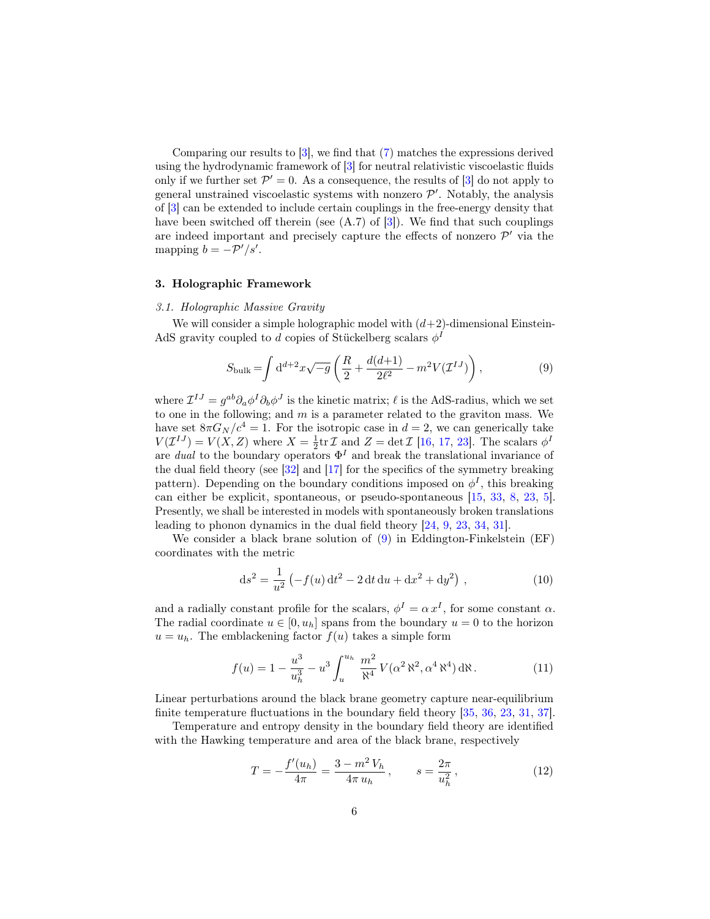Comparing our results to [3], we find that (7) matches the expressions derived using the hydrodynamic framework of [3] for neutral relativistic viscoelastic fluids only if we further set $\mathcal{P}' = 0$. As a consequence, the results of [3] do not apply to general unstrained viscoelastic systems with nonzero $\mathcal{P}'$. Notably, the analysis of [3] can be extended to include certain couplings in the free-energy density that have been switched off therein (see (A.7) of [3]). We find that such couplings are indeed important and precisely capture the effects of nonzero $\mathcal{P}'$ via the mapping $b = -\mathcal{P}'/s'$.

## 3. Holographic Framework

### 3.1. Holographic Massive Gravity

We will consider a simple holographic model with $(d+2)$-dimensional Einstein-AdS gravity coupled to $d$ copies of Stückelberg scalars $\phi^I$

$$S_{\text{bulk}} = \int \mathrm{d}^{d+2}x\sqrt{-g}\left(\frac{R}{2} + \frac{d(d+1)}{2\ell^2} - m^2 V(\mathcal{I}^{IJ})\right), \tag{9}$$

where $\mathcal{I}^{IJ} = g^{ab}\partial_a\phi^I\partial_b\phi^J$ is the kinetic matrix; $\ell$ is the AdS-radius, which we set to one in the following; and $m$ is a parameter related to the graviton mass. We have set $8\pi G_N/c^4 = 1$. For the isotropic case in $d = 2$, we can generically take $V(\mathcal{I}^{IJ}) = V(X, Z)$ where $X = \frac{1}{2}\text{tr}\,\mathcal{I}$ and $Z = \det\mathcal{I}$ [16, 17, 23]. The scalars $\phi^I$ are *dual* to the boundary operators $\Phi^I$ and break the translational invariance of the dual field theory (see [32] and [17] for the specifics of the symmetry breaking pattern). Depending on the boundary conditions imposed on $\phi^I$, this breaking can either be explicit, spontaneous, or pseudo-spontaneous [15, 33, 8, 23, 5]. Presently, we shall be interested in models with spontaneously broken translations leading to phonon dynamics in the dual field theory [24, 9, 23, 34, 31].

We consider a black brane solution of (9) in Eddington-Finkelstein (EF) coordinates with the metric

$$\mathrm{d}s^2 = \frac{1}{u^2}\left(-f(u)\,\mathrm{d}t^2 - 2\,\mathrm{d}t\,\mathrm{d}u + \mathrm{d}x^2 + \mathrm{d}y^2\right), \tag{10}$$

and a radially constant profile for the scalars, $\phi^I = \alpha\, x^I$, for some constant $\alpha$. The radial coordinate $u \in [0, u_h]$ spans from the boundary $u = 0$ to the horizon $u = u_h$. The emblackening factor $f(u)$ takes a simple form

$$f(u) = 1 - \frac{u^3}{u_h^3} - u^3\int_u^{u_h} \frac{m^2}{\aleph^4}\, V(\alpha^2\,\aleph^2, \alpha^4\,\aleph^4)\,\mathrm{d}\aleph\,. \tag{11}$$

Linear perturbations around the black brane geometry capture near-equilibrium finite temperature fluctuations in the boundary field theory [35, 36, 23, 31, 37].

Temperature and entropy density in the boundary field theory are identified with the Hawking temperature and area of the black brane, respectively

$$T = -\frac{f'(u_h)}{4\pi} = \frac{3 - m^2\,V_h}{4\pi\,u_h}\,, \qquad s = \frac{2\pi}{u_h^2}\,, \tag{12}$$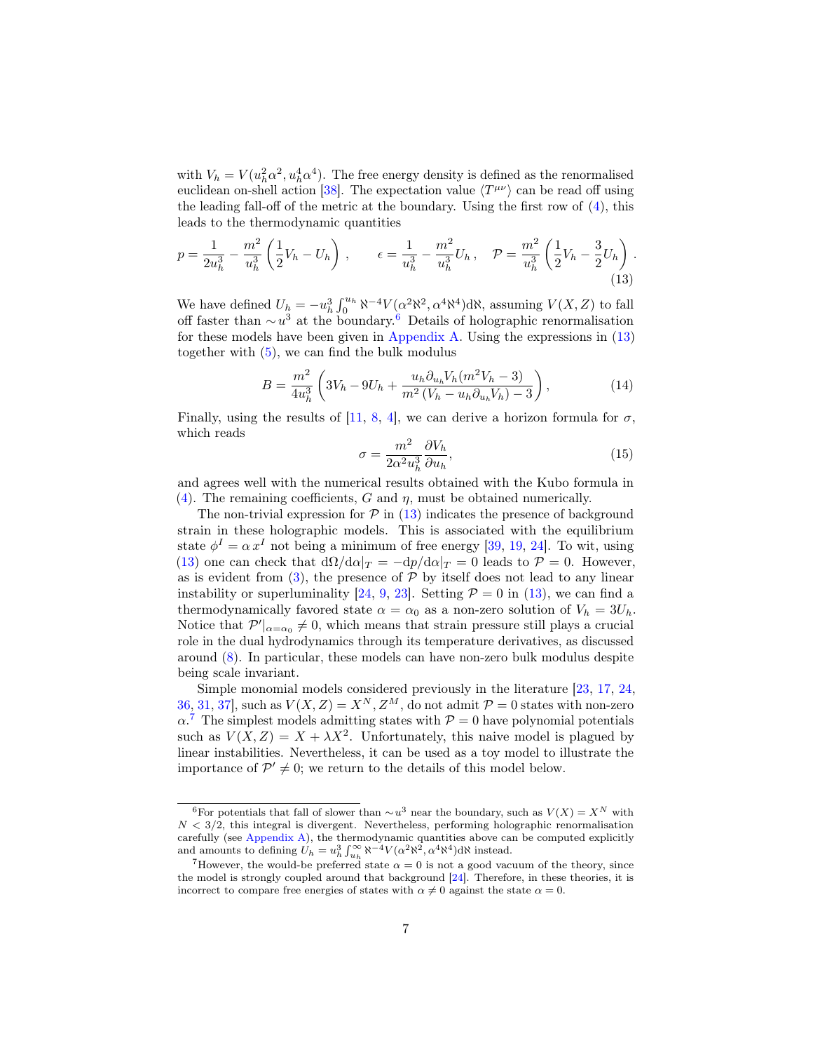with $V_h = V(u_h^2\alpha^2, u_h^4\alpha^4)$. The free energy density is defined as the renormalised euclidean on-shell action [38]. The expectation value $\langle T^{\mu\nu}\rangle$ can be read off using the leading fall-off of the metric at the boundary. Using the first row of (4), this leads to the thermodynamic quantities

$$p = \frac{1}{2u_h^3} - \frac{m^2}{u_h^3}\left(\frac{1}{2}V_h - U_h\right), \qquad \epsilon = \frac{1}{u_h^3} - \frac{m^2}{u_h^3}U_h\,, \quad \mathcal{P} = \frac{m^2}{u_h^3}\left(\frac{1}{2}V_h - \frac{3}{2}U_h\right). \tag{13}$$

We have defined $U_h = -u_h^3\int_0^{u_h} \aleph^{-4}V(\alpha^2\aleph^2, \alpha^4\aleph^4)\mathrm{d}\aleph$, assuming $V(X,Z)$ to fall off faster than $\sim u^3$ at the boundary.[6] Details of holographic renormalisation for these models have been given in Appendix A. Using the expressions in (13) together with (5), we can find the bulk modulus

$$B = \frac{m^2}{4u_h^3}\left(3V_h - 9U_h + \frac{u_h\partial_{u_h}V_h(m^2V_h - 3)}{m^2\left(V_h - u_h\partial_{u_h}V_h\right) - 3}\right), \tag{14}$$

Finally, using the results of [11, 8, 4], we can derive a horizon formula for $\sigma$, which reads

$$\sigma = \frac{m^2}{2\alpha^2 u_h^3}\frac{\partial V_h}{\partial u_h}, \tag{15}$$

and agrees well with the numerical results obtained with the Kubo formula in (4). The remaining coefficients, $G$ and $\eta$, must be obtained numerically.

The non-trivial expression for $\mathcal{P}$ in (13) indicates the presence of background strain in these holographic models. This is associated with the equilibrium state $\phi^I = \alpha\, x^I$ not being a minimum of free energy [39, 19, 24]. To wit, using (13) one can check that $\mathrm{d}\Omega/\mathrm{d}\alpha|_T = -\mathrm{d}p/\mathrm{d}\alpha|_T = 0$ leads to $\mathcal{P} = 0$. However, as is evident from (3), the presence of $\mathcal{P}$ by itself does not lead to any linear instability or superluminality [24, 9, 23]. Setting $\mathcal{P} = 0$ in (13), we can find a thermodynamically favored state $\alpha = \alpha_0$ as a non-zero solution of $V_h = 3U_h$. Notice that $\mathcal{P}'|_{\alpha=\alpha_0} \neq 0$, which means that strain pressure still plays a crucial role in the dual hydrodynamics through its temperature derivatives, as discussed around (8). In particular, these models can have non-zero bulk modulus despite being scale invariant.

Simple monomial models considered previously in the literature [23, 17, 24, 36, 31, 37], such as $V(X,Z) = X^N, Z^M$, do not admit $\mathcal{P} = 0$ states with non-zero $\alpha$.[7] The simplest models admitting states with $\mathcal{P} = 0$ have polynomial potentials such as $V(X,Z) = X + \lambda X^2$. Unfortunately, this naive model is plagued by linear instabilities. Nevertheless, it can be used as a toy model to illustrate the importance of $\mathcal{P}' \neq 0$; we return to the details of this model below.

---

[6] For potentials that fall of slower than $\sim u^3$ near the boundary, such as $V(X) = X^N$ with $N < 3/2$, this integral is divergent. Nevertheless, performing holographic renormalisation carefully (see Appendix A), the thermodynamic quantities above can be computed explicitly and amounts to defining $U_h = u_h^3\int_{u_h}^{\infty} \aleph^{-4}V(\alpha^2\aleph^2, \alpha^4\aleph^4)\mathrm{d}\aleph$ instead.

[7] However, the would-be preferred state $\alpha = 0$ is not a good vacuum of the theory, since the model is strongly coupled around that background [24]. Therefore, in these theories, it is incorrect to compare free energies of states with $\alpha \neq 0$ against the state $\alpha = 0$.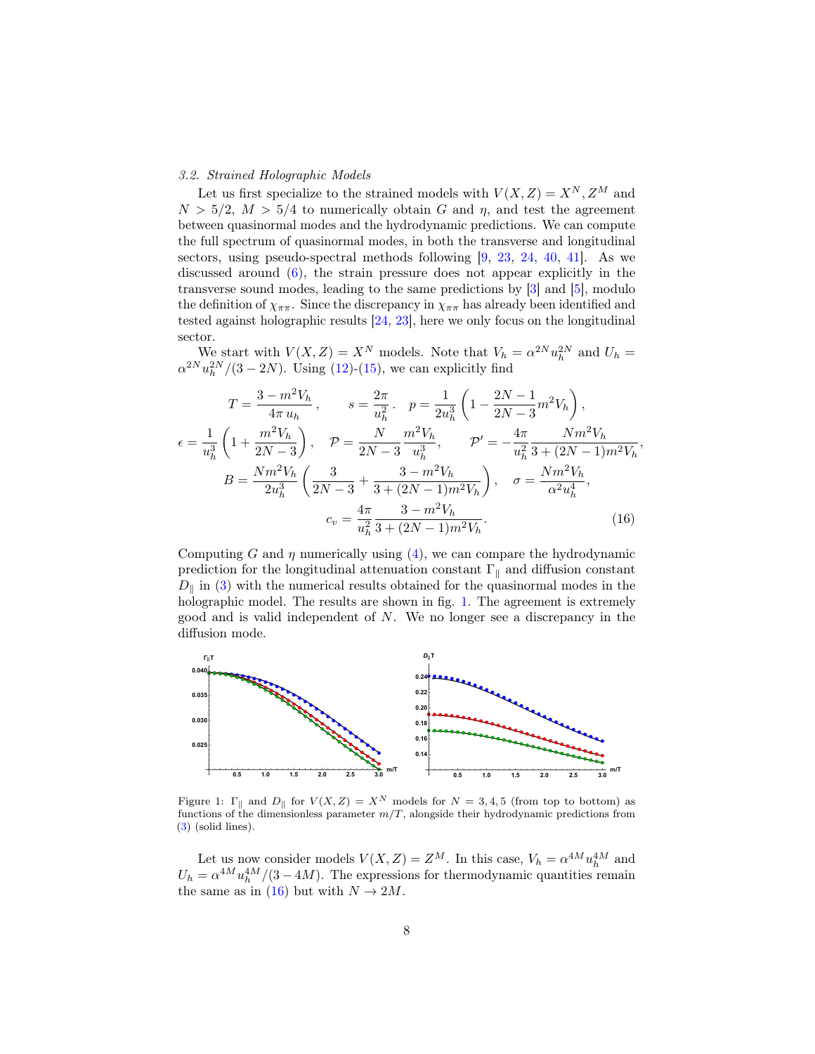### 3.2. Strained Holographic Models

Let us first specialize to the strained models with $V(X,Z) = X^N, Z^M$ and $N > 5/2$, $M > 5/4$ to numerically obtain $G$ and $\eta$, and test the agreement between quasinormal modes and the hydrodynamic predictions. We can compute the full spectrum of quasinormal modes, in both the transverse and longitudinal sectors, using pseudo-spectral methods following [9, 23, 24, 40, 41]. As we discussed around (6), the strain pressure does not appear explicitly in the transverse sound modes, leading to the same predictions by [3] and [5], modulo the definition of $\chi_{\pi\pi}$. Since the discrepancy in $\chi_{\pi\pi}$ has already been identified and tested against holographic results [24, 23], here we only focus on the longitudinal sector.

We start with $V(X,Z) = X^N$ models. Note that $V_h = \alpha^{2N} u_h^{2N}$ and $U_h = \alpha^{2N} u_h^{2N}/(3-2N)$. Using (12)-(15), we can explicitly find

$$
\begin{gathered}
T = \frac{3 - m^2 V_h}{4\pi\, u_h}\,, \qquad s = \frac{2\pi}{u_h^2}\,. \quad p = \frac{1}{2u_h^3}\left(1 - \frac{2N-1}{2N-3} m^2 V_h\right), \\
\epsilon = \frac{1}{u_h^3}\left(1 + \frac{m^2 V_h}{2N-3}\right), \quad \mathcal{P} = \frac{N}{2N-3}\frac{m^2 V_h}{u_h^3}, \qquad \mathcal{P}' = -\frac{4\pi}{u_h^2}\frac{N m^2 V_h}{3 + (2N-1) m^2 V_h}, \\
B = \frac{N m^2 V_h}{2u_h^3}\left(\frac{3}{2N-3} + \frac{3 - m^2 V_h}{3 + (2N-1)m^2 V_h}\right), \quad \sigma = \frac{N m^2 V_h}{\alpha^2 u_h^4}, \\
c_v = \frac{4\pi}{u_h^2}\frac{3 - m^2 V_h}{3 + (2N-1) m^2 V_h}. \qquad\qquad (16)
\end{gathered}
$$

Computing $G$ and $\eta$ numerically using (4), we can compare the hydrodynamic prediction for the longitudinal attenuation constant $\Gamma_\parallel$ and diffusion constant $D_\parallel$ in (3) with the numerical results obtained for the quasinormal modes in the holographic model. The results are shown in fig. 1. The agreement is extremely good and is valid independent of $N$. We no longer see a discrepancy in the diffusion mode.

Figure 1: $\Gamma_\parallel$ and $D_\parallel$ for $V(X,Z) = X^N$ models for $N = 3, 4, 5$ (from top to bottom) as functions of the dimensionless parameter $m/T$, alongside their hydrodynamic predictions from (3) (solid lines).

Let us now consider models $V(X,Z) = Z^M$. In this case, $V_h = \alpha^{4M} u_h^{4M}$ and $U_h = \alpha^{4M} u_h^{4M}/(3-4M)$. The expressions for thermodynamic quantities remain the same as in (16) but with $N \to 2M$.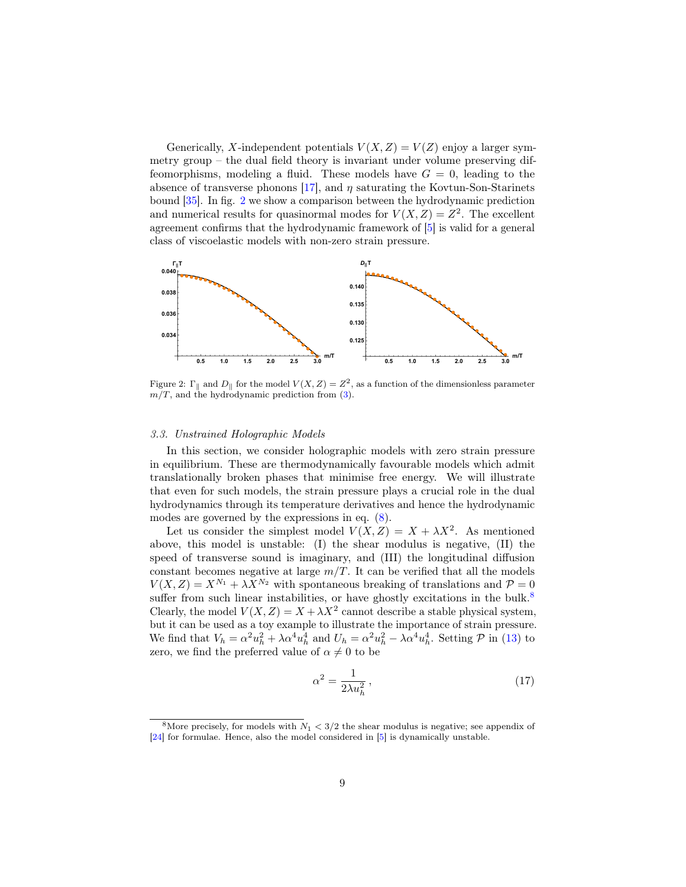Generically, $X$-independent potentials $V(X, Z) = V(Z)$ enjoy a larger symmetry group – the dual field theory is invariant under volume preserving diffeomorphisms, modeling a fluid. These models have $G = 0$, leading to the absence of transverse phonons [17], and $\eta$ saturating the Kovtun-Son-Starinets bound [35]. In fig. 2 we show a comparison between the hydrodynamic prediction and numerical results for quasinormal modes for $V(X, Z) = Z^2$. The excellent agreement confirms that the hydrodynamic framework of [5] is valid for a general class of viscoelastic models with non-zero strain pressure.

Figure 2: $\Gamma_\parallel$ and $D_\parallel$ for the model $V(X, Z) = Z^2$, as a function of the dimensionless parameter $m/T$, and the hydrodynamic prediction from (3).

#### 3.3. Unstrained Holographic Models

In this section, we consider holographic models with zero strain pressure in equilibrium. These are thermodynamically favourable models which admit translationally broken phases that minimise free energy. We will illustrate that even for such models, the strain pressure plays a crucial role in the dual hydrodynamics through its temperature derivatives and hence the hydrodynamic modes are governed by the expressions in eq. (8).

Let us consider the simplest model $V(X, Z) = X + \lambda X^2$. As mentioned above, this model is unstable: (I) the shear modulus is negative, (II) the speed of transverse sound is imaginary, and (III) the longitudinal diffusion constant becomes negative at large $m/T$. It can be verified that all the models $V(X, Z) = X^{N_1} + \lambda X^{N_2}$ with spontaneous breaking of translations and $\mathcal{P} = 0$ suffer from such linear instabilities, or have ghostly excitations in the bulk.[8] Clearly, the model $V(X, Z) = X + \lambda X^2$ cannot describe a stable physical system, but it can be used as a toy example to illustrate the importance of strain pressure. We find that $V_h = \alpha^2 u_h^2 + \lambda \alpha^4 u_h^4$ and $U_h = \alpha^2 u_h^2 - \lambda \alpha^4 u_h^4$. Setting $\mathcal{P}$ in (13) to zero, we find the preferred value of $\alpha \neq 0$ to be

$$\alpha^2 = \frac{1}{2\lambda u_h^2}\,, \tag{17}$$

[8] More precisely, for models with $N_1 < 3/2$ the shear modulus is negative; see appendix of [24] for formulae. Hence, also the model considered in [5] is dynamically unstable.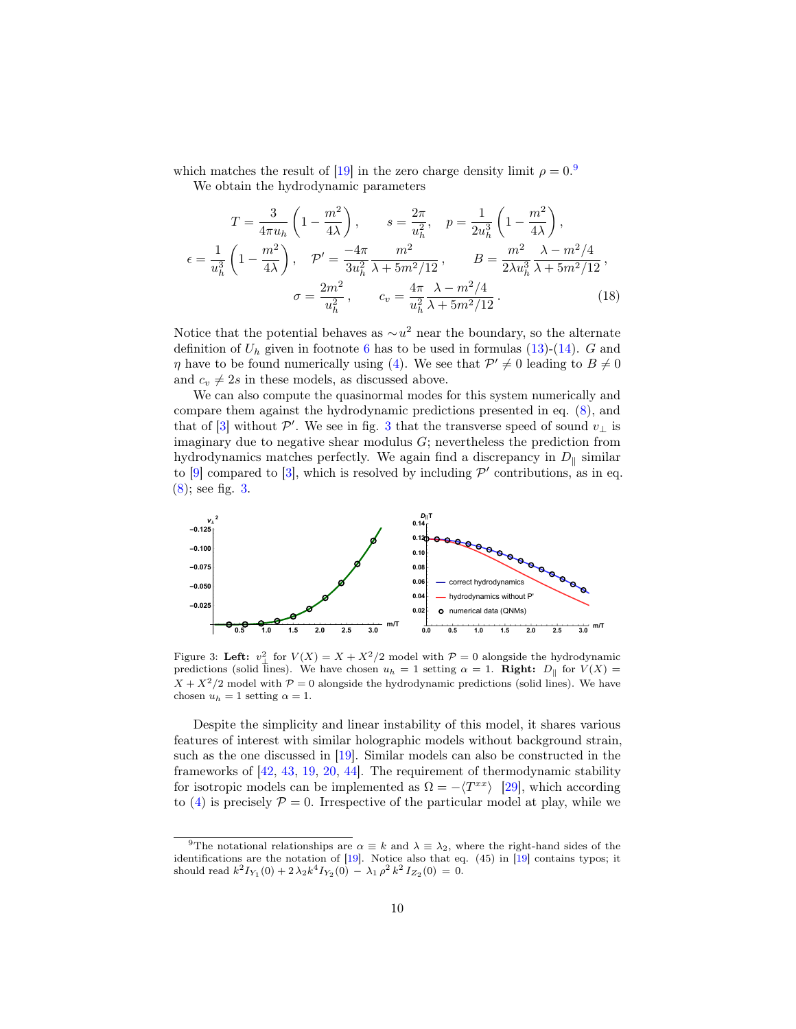which matches the result of [19] in the zero charge density limit $\rho = 0$.[9]

We obtain the hydrodynamic parameters

$$
T = \frac{3}{4\pi u_h}\left(1 - \frac{m^2}{4\lambda}\right), \qquad s = \frac{2\pi}{u_h^2}, \quad p = \frac{1}{2u_h^3}\left(1 - \frac{m^2}{4\lambda}\right),
$$
$$
\epsilon = \frac{1}{u_h^3}\left(1 - \frac{m^2}{4\lambda}\right), \quad \mathcal{P}' = \frac{-4\pi}{3u_h^2}\frac{m^2}{\lambda + 5m^2/12}, \qquad B = \frac{m^2}{2\lambda u_h^3}\frac{\lambda - m^2/4}{\lambda + 5m^2/12},
$$
$$
\sigma = \frac{2m^2}{u_h^2}, \qquad c_v = \frac{4\pi}{u_h^2}\frac{\lambda - m^2/4}{\lambda + 5m^2/12}. \tag{18}
$$

Notice that the potential behaves as $\sim u^2$ near the boundary, so the alternate definition of $U_h$ given in footnote 6 has to be used in formulas (13)-(14). $G$ and $\eta$ have to be found numerically using (4). We see that $\mathcal{P}' \neq 0$ leading to $B \neq 0$ and $c_v \neq 2s$ in these models, as discussed above.

We can also compute the quasinormal modes for this system numerically and compare them against the hydrodynamic predictions presented in eq. (8), and that of [3] without $\mathcal{P}'$. We see in fig. 3 that the transverse speed of sound $v_\perp$ is imaginary due to negative shear modulus $G$; nevertheless the prediction from hydrodynamics matches perfectly. We again find a discrepancy in $D_\parallel$ similar to [9] compared to [3], which is resolved by including $\mathcal{P}'$ contributions, as in eq. (8); see fig. 3.

Figure 3: **Left:** $v_\perp^2$ for $V(X) = X + X^2/2$ model with $\mathcal{P} = 0$ alongside the hydrodynamic predictions (solid lines). We have chosen $u_h = 1$ setting $\alpha = 1$. **Right:** $D_\parallel$ for $V(X) = X + X^2/2$ model with $\mathcal{P} = 0$ alongside the hydrodynamic predictions (solid lines). We have chosen $u_h = 1$ setting $\alpha = 1$.

Despite the simplicity and linear instability of this model, it shares various features of interest with similar holographic models without background strain, such as the one discussed in [19]. Similar models can also be constructed in the frameworks of [42, 43, 19, 20, 44]. The requirement of thermodynamic stability for isotropic models can be implemented as $\Omega = -\langle T^{xx}\rangle$ [29], which according to (4) is precisely $\mathcal{P} = 0$. Irrespective of the particular model at play, while we

[9] The notational relationships are $\alpha \equiv k$ and $\lambda \equiv \lambda_2$, where the right-hand sides of the identifications are the notation of [19]. Notice also that eq. (45) in [19] contains typos; it should read $k^2 I_{Y_1}(0) + 2\,\lambda_2 k^4 I_{Y_2}(0) - \lambda_1\,\rho^2\,k^2\,I_{Z_2}(0) = 0$.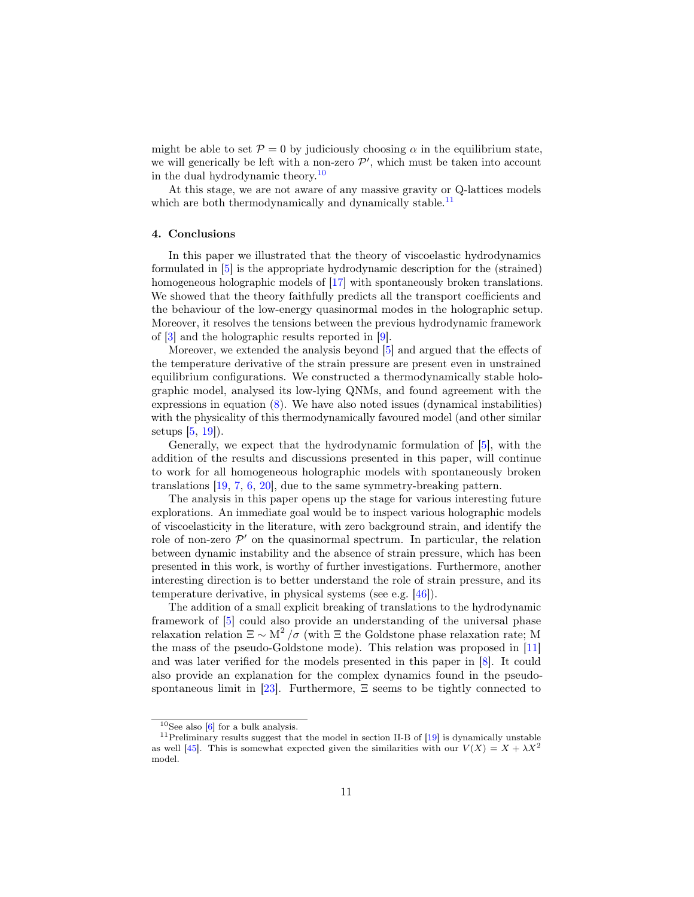might be able to set $\mathcal{P} = 0$ by judiciously choosing $\alpha$ in the equilibrium state, we will generically be left with a non-zero $\mathcal{P}'$, which must be taken into account in the dual hydrodynamic theory.[10]

At this stage, we are not aware of any massive gravity or Q-lattices models which are both thermodynamically and dynamically stable.[11]

### 4. Conclusions

In this paper we illustrated that the theory of viscoelastic hydrodynamics formulated in [5] is the appropriate hydrodynamic description for the (strained) homogeneous holographic models of [17] with spontaneously broken translations. We showed that the theory faithfully predicts all the transport coefficients and the behaviour of the low-energy quasinormal modes in the holographic setup. Moreover, it resolves the tensions between the previous hydrodynamic framework of [3] and the holographic results reported in [9].

Moreover, we extended the analysis beyond [5] and argued that the effects of the temperature derivative of the strain pressure are present even in unstrained equilibrium configurations. We constructed a thermodynamically stable holographic model, analysed its low-lying QNMs, and found agreement with the expressions in equation (8). We have also noted issues (dynamical instabilities) with the physicality of this thermodynamically favoured model (and other similar setups [5, 19]).

Generally, we expect that the hydrodynamic formulation of [5], with the addition of the results and discussions presented in this paper, will continue to work for all homogeneous holographic models with spontaneously broken translations [19, 7, 6, 20], due to the same symmetry-breaking pattern.

The analysis in this paper opens up the stage for various interesting future explorations. An immediate goal would be to inspect various holographic models of viscoelasticity in the literature, with zero background strain, and identify the role of non-zero $\mathcal{P}'$ on the quasinormal spectrum. In particular, the relation between dynamic instability and the absence of strain pressure, which has been presented in this work, is worthy of further investigations. Furthermore, another interesting direction is to better understand the role of strain pressure, and its temperature derivative, in physical systems (see e.g. [46]).

The addition of a small explicit breaking of translations to the hydrodynamic framework of [5] could also provide an understanding of the universal phase relaxation relation $\Xi \sim \mathrm{M}^2/\sigma$ (with $\Xi$ the Goldstone phase relaxation rate; $\mathrm{M}$ the mass of the pseudo-Goldstone mode). This relation was proposed in [11] and was later verified for the models presented in this paper in [8]. It could also provide an explanation for the complex dynamics found in the pseudo-spontaneous limit in [23]. Furthermore, $\Xi$ seems to be tightly connected to

---

[10] See also [6] for a bulk analysis.

[11] Preliminary results suggest that the model in section II-B of [19] is dynamically unstable as well [45]. This is somewhat expected given the similarities with our $V(X) = X + \lambda X^2$ model.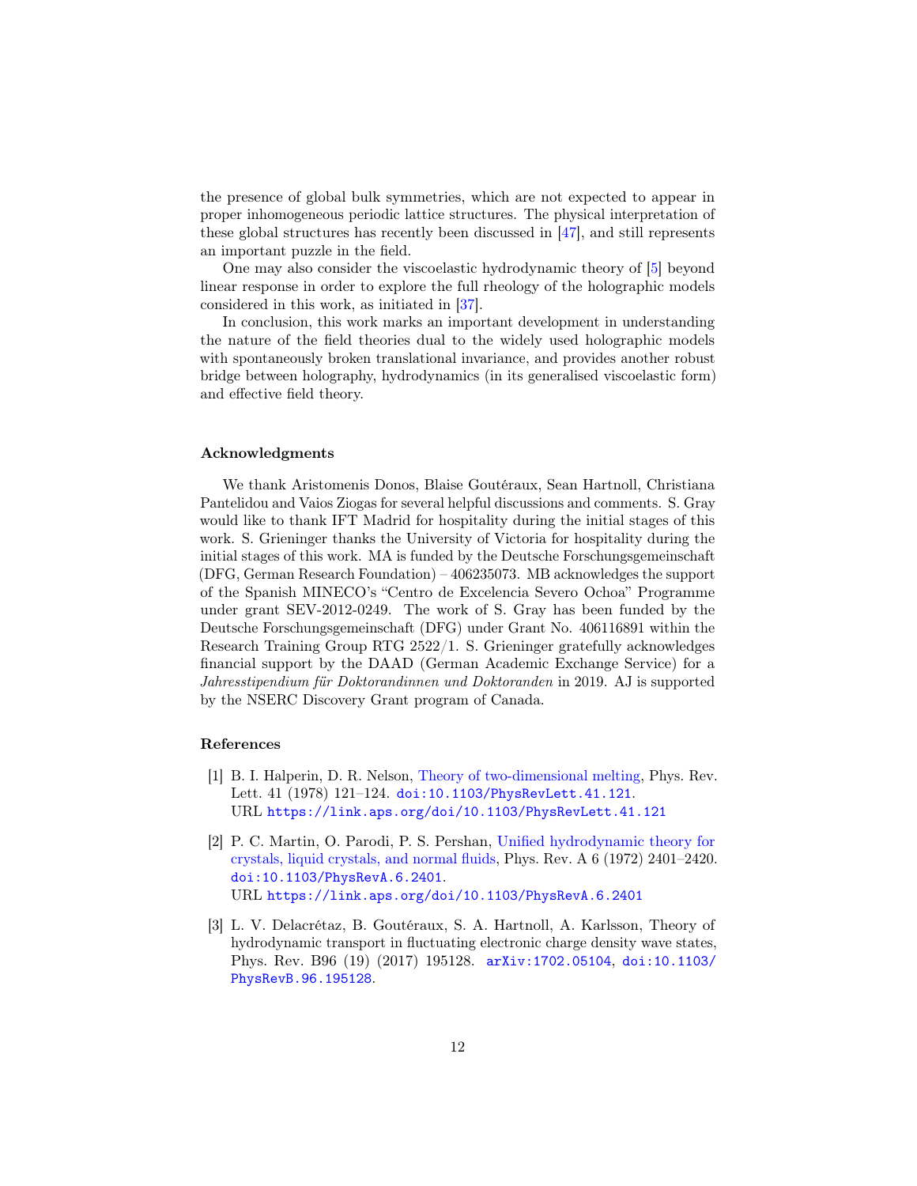the presence of global bulk symmetries, which are not expected to appear in proper inhomogeneous periodic lattice structures. The physical interpretation of these global structures has recently been discussed in [47], and still represents an important puzzle in the field.

One may also consider the viscoelastic hydrodynamic theory of [5] beyond linear response in order to explore the full rheology of the holographic models considered in this work, as initiated in [37].

In conclusion, this work marks an important development in understanding the nature of the field theories dual to the widely used holographic models with spontaneously broken translational invariance, and provides another robust bridge between holography, hydrodynamics (in its generalised viscoelastic form) and effective field theory.

### Acknowledgments

We thank Aristomenis Donos, Blaise Goutéraux, Sean Hartnoll, Christiana Pantelidou and Vaios Ziogas for several helpful discussions and comments. S. Gray would like to thank IFT Madrid for hospitality during the initial stages of this work. S. Grieninger thanks the University of Victoria for hospitality during the initial stages of this work. MA is funded by the Deutsche Forschungsgemeinschaft (DFG, German Research Foundation) – 406235073. MB acknowledges the support of the Spanish MINECO's "Centro de Excelencia Severo Ochoa" Programme under grant SEV-2012-0249. The work of S. Gray has been funded by the Deutsche Forschungsgemeinschaft (DFG) under Grant No. 406116891 within the Research Training Group RTG 2522/1. S. Grieninger gratefully acknowledges financial support by the DAAD (German Academic Exchange Service) for a *Jahresstipendium für Doktorandinnen und Doktoranden* in 2019. AJ is supported by the NSERC Discovery Grant program of Canada.

### References

[1] B. I. Halperin, D. R. Nelson, Theory of two-dimensional melting, Phys. Rev. Lett. 41 (1978) 121–124. doi:10.1103/PhysRevLett.41.121.
URL https://link.aps.org/doi/10.1103/PhysRevLett.41.121

[2] P. C. Martin, O. Parodi, P. S. Pershan, Unified hydrodynamic theory for crystals, liquid crystals, and normal fluids, Phys. Rev. A 6 (1972) 2401–2420. doi:10.1103/PhysRevA.6.2401.
URL https://link.aps.org/doi/10.1103/PhysRevA.6.2401

[3] L. V. Delacrétaz, B. Goutéraux, S. A. Hartnoll, A. Karlsson, Theory of hydrodynamic transport in fluctuating electronic charge density wave states, Phys. Rev. B96 (19) (2017) 195128. arXiv:1702.05104, doi:10.1103/PhysRevB.96.195128.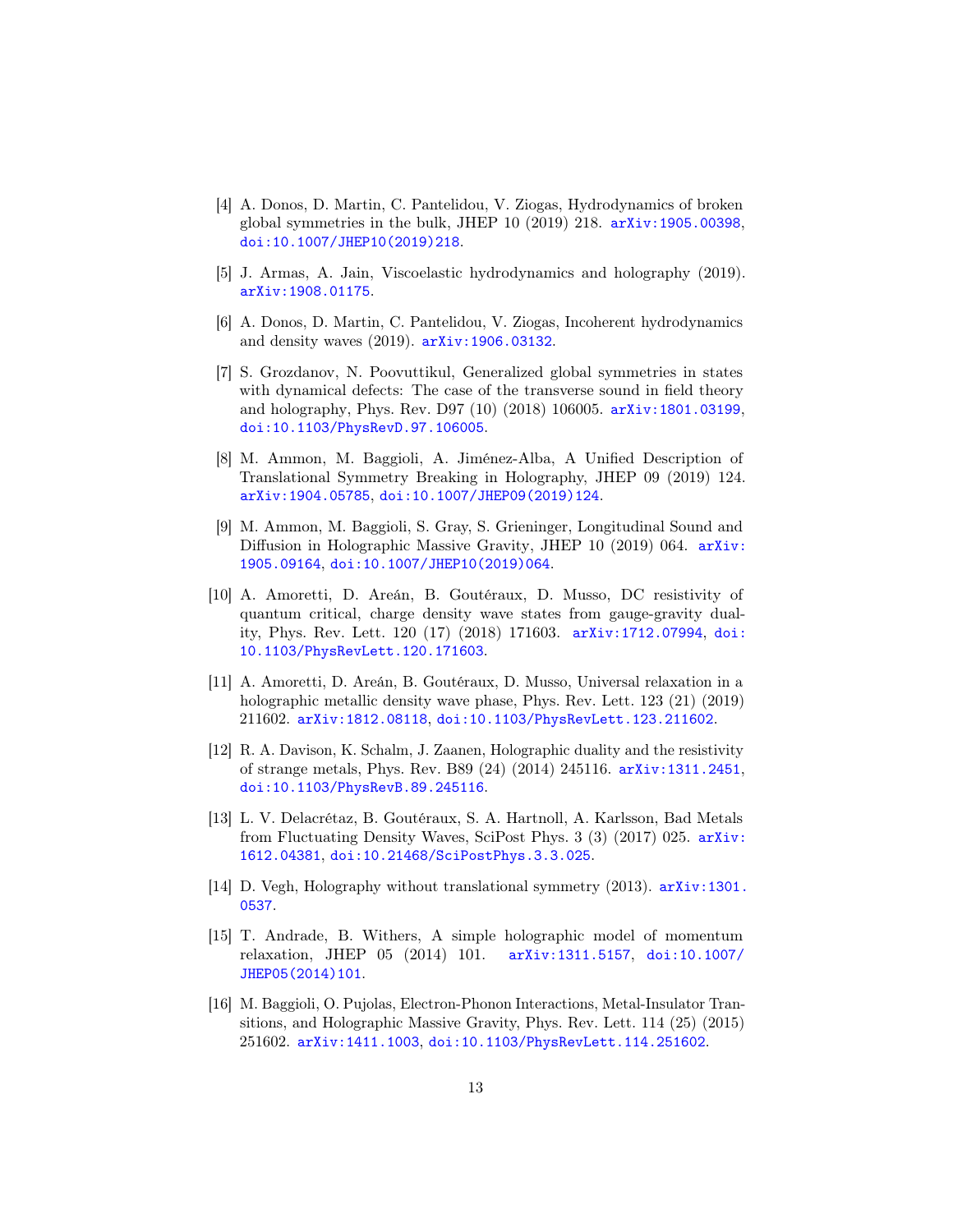[4] A. Donos, D. Martin, C. Pantelidou, V. Ziogas, Hydrodynamics of broken global symmetries in the bulk, JHEP 10 (2019) 218. arXiv:1905.00398, doi:10.1007/JHEP10(2019)218.

[5] J. Armas, A. Jain, Viscoelastic hydrodynamics and holography (2019). arXiv:1908.01175.

[6] A. Donos, D. Martin, C. Pantelidou, V. Ziogas, Incoherent hydrodynamics and density waves (2019). arXiv:1906.03132.

[7] S. Grozdanov, N. Poovuttikul, Generalized global symmetries in states with dynamical defects: The case of the transverse sound in field theory and holography, Phys. Rev. D97 (10) (2018) 106005. arXiv:1801.03199, doi:10.1103/PhysRevD.97.106005.

[8] M. Ammon, M. Baggioli, A. Jiménez-Alba, A Unified Description of Translational Symmetry Breaking in Holography, JHEP 09 (2019) 124. arXiv:1904.05785, doi:10.1007/JHEP09(2019)124.

[9] M. Ammon, M. Baggioli, S. Gray, S. Grieninger, Longitudinal Sound and Diffusion in Holographic Massive Gravity, JHEP 10 (2019) 064. arXiv:1905.09164, doi:10.1007/JHEP10(2019)064.

[10] A. Amoretti, D. Areán, B. Goutéraux, D. Musso, DC resistivity of quantum critical, charge density wave states from gauge-gravity duality, Phys. Rev. Lett. 120 (17) (2018) 171603. arXiv:1712.07994, doi:10.1103/PhysRevLett.120.171603.

[11] A. Amoretti, D. Areán, B. Goutéraux, D. Musso, Universal relaxation in a holographic metallic density wave phase, Phys. Rev. Lett. 123 (21) (2019) 211602. arXiv:1812.08118, doi:10.1103/PhysRevLett.123.211602.

[12] R. A. Davison, K. Schalm, J. Zaanen, Holographic duality and the resistivity of strange metals, Phys. Rev. B89 (24) (2014) 245116. arXiv:1311.2451, doi:10.1103/PhysRevB.89.245116.

[13] L. V. Delacrétaz, B. Goutéraux, S. A. Hartnoll, A. Karlsson, Bad Metals from Fluctuating Density Waves, SciPost Phys. 3 (3) (2017) 025. arXiv:1612.04381, doi:10.21468/SciPostPhys.3.3.025.

[14] D. Vegh, Holography without translational symmetry (2013). arXiv:1301.0537.

[15] T. Andrade, B. Withers, A simple holographic model of momentum relaxation, JHEP 05 (2014) 101. arXiv:1311.5157, doi:10.1007/JHEP05(2014)101.

[16] M. Baggioli, O. Pujolas, Electron-Phonon Interactions, Metal-Insulator Transitions, and Holographic Massive Gravity, Phys. Rev. Lett. 114 (25) (2015) 251602. arXiv:1411.1003, doi:10.1103/PhysRevLett.114.251602.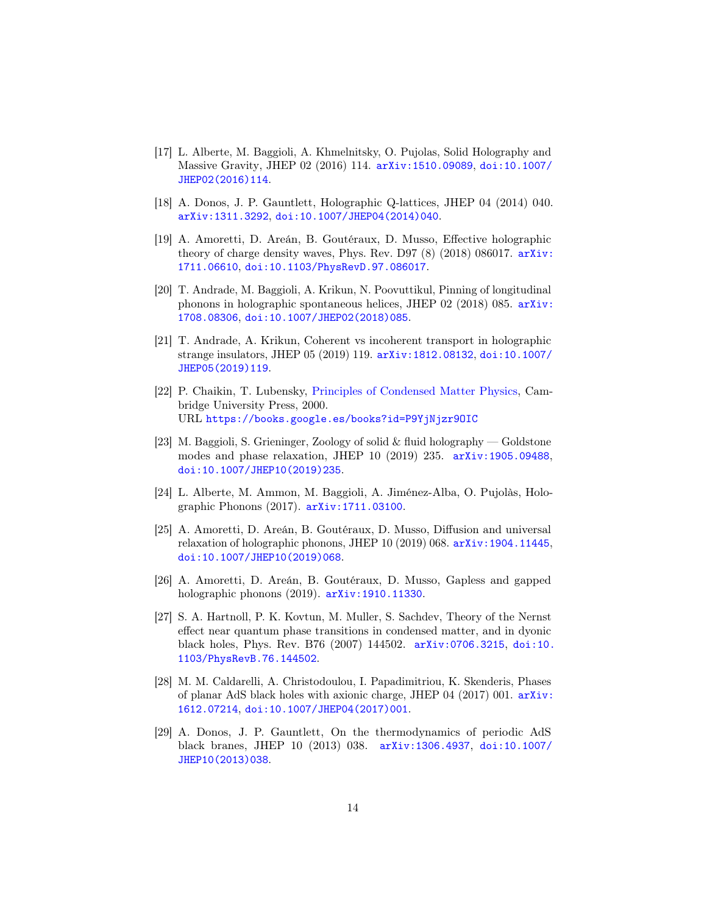[17] L. Alberte, M. Baggioli, A. Khmelnitsky, O. Pujolas, Solid Holography and Massive Gravity, JHEP 02 (2016) 114. arXiv:1510.09089, doi:10.1007/JHEP02(2016)114.

[18] A. Donos, J. P. Gauntlett, Holographic Q-lattices, JHEP 04 (2014) 040. arXiv:1311.3292, doi:10.1007/JHEP04(2014)040.

[19] A. Amoretti, D. Areán, B. Goutéraux, D. Musso, Effective holographic theory of charge density waves, Phys. Rev. D97 (8) (2018) 086017. arXiv:1711.06610, doi:10.1103/PhysRevD.97.086017.

[20] T. Andrade, M. Baggioli, A. Krikun, N. Poovuttikul, Pinning of longitudinal phonons in holographic spontaneous helices, JHEP 02 (2018) 085. arXiv:1708.08306, doi:10.1007/JHEP02(2018)085.

[21] T. Andrade, A. Krikun, Coherent vs incoherent transport in holographic strange insulators, JHEP 05 (2019) 119. arXiv:1812.08132, doi:10.1007/JHEP05(2019)119.

[22] P. Chaikin, T. Lubensky, Principles of Condensed Matter Physics, Cambridge University Press, 2000.
URL https://books.google.es/books?id=P9YjNjzr9OIC

[23] M. Baggioli, S. Grieninger, Zoology of solid & fluid holography — Goldstone modes and phase relaxation, JHEP 10 (2019) 235. arXiv:1905.09488, doi:10.1007/JHEP10(2019)235.

[24] L. Alberte, M. Ammon, M. Baggioli, A. Jiménez-Alba, O. Pujolàs, Holographic Phonons (2017). arXiv:1711.03100.

[25] A. Amoretti, D. Areán, B. Goutéraux, D. Musso, Diffusion and universal relaxation of holographic phonons, JHEP 10 (2019) 068. arXiv:1904.11445, doi:10.1007/JHEP10(2019)068.

[26] A. Amoretti, D. Areán, B. Goutéraux, D. Musso, Gapless and gapped holographic phonons (2019). arXiv:1910.11330.

[27] S. A. Hartnoll, P. K. Kovtun, M. Muller, S. Sachdev, Theory of the Nernst effect near quantum phase transitions in condensed matter, and in dyonic black holes, Phys. Rev. B76 (2007) 144502. arXiv:0706.3215, doi:10.1103/PhysRevB.76.144502.

[28] M. M. Caldarelli, A. Christodoulou, I. Papadimitriou, K. Skenderis, Phases of planar AdS black holes with axionic charge, JHEP 04 (2017) 001. arXiv:1612.07214, doi:10.1007/JHEP04(2017)001.

[29] A. Donos, J. P. Gauntlett, On the thermodynamics of periodic AdS black branes, JHEP 10 (2013) 038. arXiv:1306.4937, doi:10.1007/JHEP10(2013)038.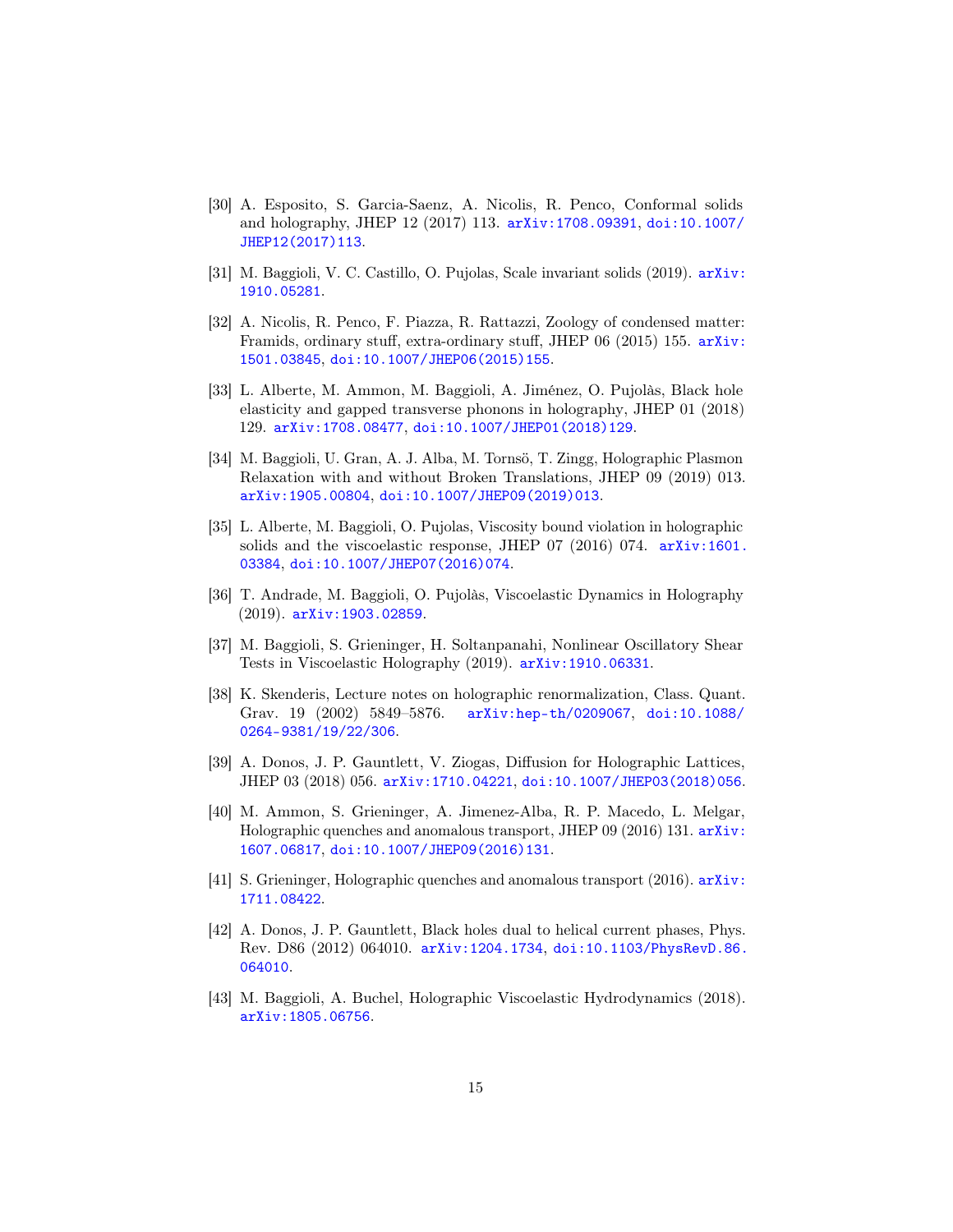[30] A. Esposito, S. Garcia-Saenz, A. Nicolis, R. Penco, Conformal solids and holography, JHEP 12 (2017) 113. arXiv:1708.09391, doi:10.1007/JHEP12(2017)113.

[31] M. Baggioli, V. C. Castillo, O. Pujolas, Scale invariant solids (2019). arXiv:1910.05281.

[32] A. Nicolis, R. Penco, F. Piazza, R. Rattazzi, Zoology of condensed matter: Framids, ordinary stuff, extra-ordinary stuff, JHEP 06 (2015) 155. arXiv:1501.03845, doi:10.1007/JHEP06(2015)155.

[33] L. Alberte, M. Ammon, M. Baggioli, A. Jiménez, O. Pujolàs, Black hole elasticity and gapped transverse phonons in holography, JHEP 01 (2018) 129. arXiv:1708.08477, doi:10.1007/JHEP01(2018)129.

[34] M. Baggioli, U. Gran, A. J. Alba, M. Tornsö, T. Zingg, Holographic Plasmon Relaxation with and without Broken Translations, JHEP 09 (2019) 013. arXiv:1905.00804, doi:10.1007/JHEP09(2019)013.

[35] L. Alberte, M. Baggioli, O. Pujolas, Viscosity bound violation in holographic solids and the viscoelastic response, JHEP 07 (2016) 074. arXiv:1601.03384, doi:10.1007/JHEP07(2016)074.

[36] T. Andrade, M. Baggioli, O. Pujolàs, Viscoelastic Dynamics in Holography (2019). arXiv:1903.02859.

[37] M. Baggioli, S. Grieninger, H. Soltanpanahi, Nonlinear Oscillatory Shear Tests in Viscoelastic Holography (2019). arXiv:1910.06331.

[38] K. Skenderis, Lecture notes on holographic renormalization, Class. Quant. Grav. 19 (2002) 5849–5876. arXiv:hep-th/0209067, doi:10.1088/0264-9381/19/22/306.

[39] A. Donos, J. P. Gauntlett, V. Ziogas, Diffusion for Holographic Lattices, JHEP 03 (2018) 056. arXiv:1710.04221, doi:10.1007/JHEP03(2018)056.

[40] M. Ammon, S. Grieninger, A. Jimenez-Alba, R. P. Macedo, L. Melgar, Holographic quenches and anomalous transport, JHEP 09 (2016) 131. arXiv:1607.06817, doi:10.1007/JHEP09(2016)131.

[41] S. Grieninger, Holographic quenches and anomalous transport (2016). arXiv:1711.08422.

[42] A. Donos, J. P. Gauntlett, Black holes dual to helical current phases, Phys. Rev. D86 (2012) 064010. arXiv:1204.1734, doi:10.1103/PhysRevD.86.064010.

[43] M. Baggioli, A. Buchel, Holographic Viscoelastic Hydrodynamics (2018). arXiv:1805.06756.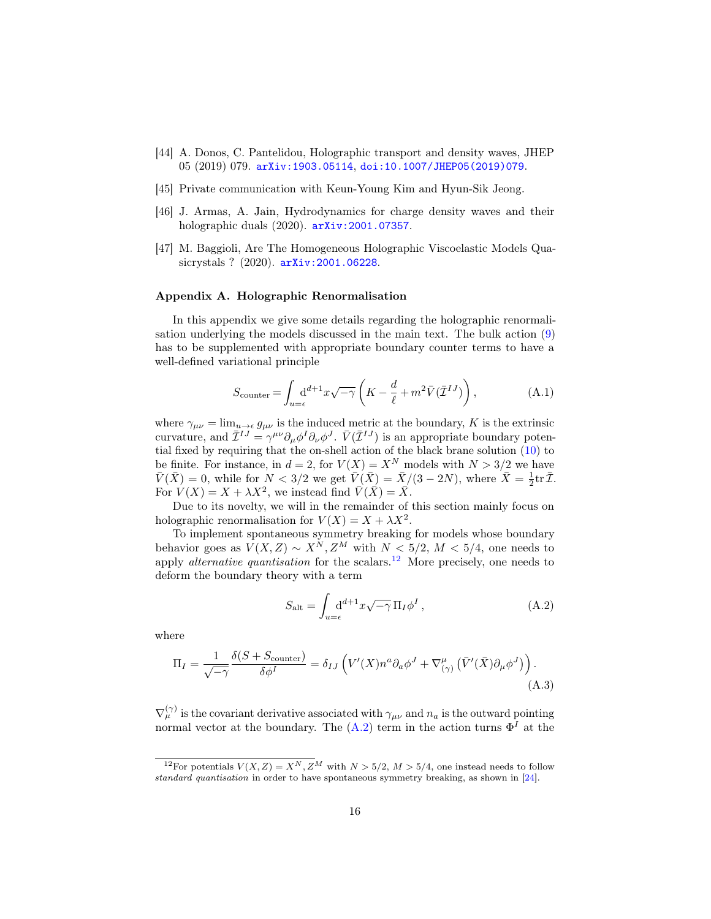[44] A. Donos, C. Pantelidou, Holographic transport and density waves, JHEP 05 (2019) 079. arXiv:1903.05114, doi:10.1007/JHEP05(2019)079.

[45] Private communication with Keun-Young Kim and Hyun-Sik Jeong.

[46] J. Armas, A. Jain, Hydrodynamics for charge density waves and their holographic duals (2020). arXiv:2001.07357.

[47] M. Baggioli, Are The Homogeneous Holographic Viscoelastic Models Quasicrystals ? (2020). arXiv:2001.06228.

### Appendix A. Holographic Renormalisation

In this appendix we give some details regarding the holographic renormalisation underlying the models discussed in the main text. The bulk action (9) has to be supplemented with appropriate boundary counter terms to have a well-defined variational principle

$$S_{\text{counter}} = \int_{u=\epsilon} \mathrm{d}^{d+1}x \sqrt{-\gamma} \left( K - \frac{d}{\ell} + m^2 \bar{V}(\bar{\mathcal{I}}^{IJ}) \right), \tag{A.1}$$

where $\gamma_{\mu\nu} = \lim_{u\to\epsilon} g_{\mu\nu}$ is the induced metric at the boundary, $K$ is the extrinsic curvature, and $\bar{\mathcal{I}}^{IJ} = \gamma^{\mu\nu}\partial_\mu\phi^I\partial_\nu\phi^J$. $\bar{V}(\bar{\mathcal{I}}^{IJ})$ is an appropriate boundary potential fixed by requiring that the on-shell action of the black brane solution (10) to be finite. For instance, in $d = 2$, for $V(X) = X^N$ models with $N > 3/2$ we have $\bar{V}(\bar{X}) = 0$, while for $N < 3/2$ we get $\bar{V}(\bar{X}) = \bar{X}/(3 - 2N)$, where $\bar{X} = \frac{1}{2}\text{tr}\,\bar{\mathcal{I}}$. For $V(X) = X + \lambda X^2$, we instead find $\bar{V}(\bar{X}) = \bar{X}$.

Due to its novelty, we will in the remainder of this section mainly focus on holographic renormalisation for $V(X) = X + \lambda X^2$.

To implement spontaneous symmetry breaking for models whose boundary behavior goes as $V(X, Z) \sim X^N, Z^M$ with $N < 5/2$, $M < 5/4$, one needs to apply *alternative quantisation* for the scalars.[12] More precisely, one needs to deform the boundary theory with a term

$$S_{\text{alt}} = \int_{u=\epsilon} \mathrm{d}^{d+1}x \sqrt{-\gamma}\, \Pi_I \phi^I \,, \tag{A.2}$$

where

$$\Pi_I = \frac{1}{\sqrt{-\gamma}} \frac{\delta(S + S_{\text{counter}})}{\delta\phi^I} = \delta_{IJ} \left( V'(X) n^a \partial_a \phi^J + \nabla^\mu_{(\gamma)} \left( \bar{V}'(\bar{X}) \partial_\mu \phi^J \right) \right). \tag{A.3}$$

$\nabla^{(\gamma)}_\mu$ is the covariant derivative associated with $\gamma_{\mu\nu}$ and $n_a$ is the outward pointing normal vector at the boundary. The (A.2) term in the action turns $\Phi^I$ at the

[12] For potentials $V(X, Z) = X^N, Z^M$ with $N > 5/2$, $M > 5/4$, one instead needs to follow *standard quantisation* in order to have spontaneous symmetry breaking, as shown in [24].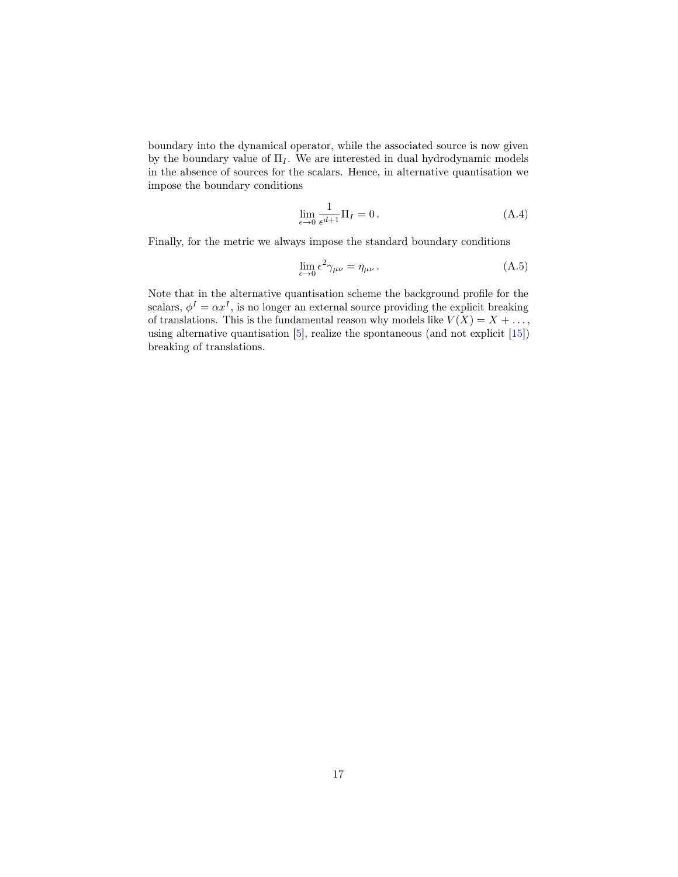boundary into the dynamical operator, while the associated source is now given by the boundary value of $\Pi_I$. We are interested in dual hydrodynamic models in the absence of sources for the scalars. Hence, in alternative quantisation we impose the boundary conditions

$$\lim_{\epsilon \to 0} \frac{1}{\epsilon^{d+1}} \Pi_I = 0\,. \tag{A.4}$$

Finally, for the metric we always impose the standard boundary conditions

$$\lim_{\epsilon \to 0} \epsilon^2 \gamma_{\mu\nu} = \eta_{\mu\nu}\,. \tag{A.5}$$

Note that in the alternative quantisation scheme the background profile for the scalars, $\phi^I = \alpha x^I$, is no longer an external source providing the explicit breaking of translations. This is the fundamental reason why models like $V(X) = X + \ldots$, using alternative quantisation [5], realize the spontaneous (and not explicit [15]) breaking of translations.